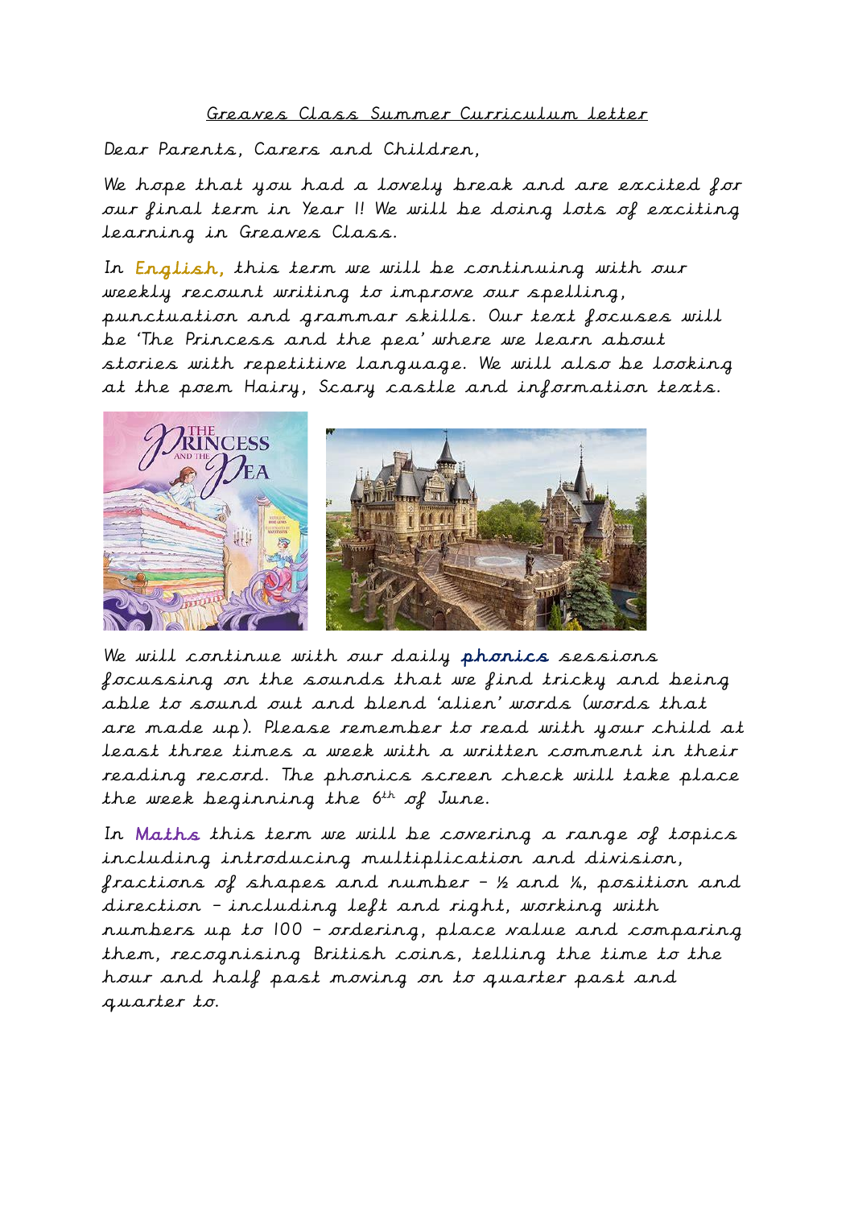<u>Greaves Class Summer Curriculum letter</u>

Dear Parents, Carers and Children,

We hope that you had a lovely break and are excited for our final term in Year 1! We will be doing lots of exciting learning in Greaves Class.

In **English**, this term we will be continuing with our weekly recount writing to improve our spelling, punctuation and grammar skills. Our text focuses will be 'The Princess and the pea' where we learn about stories with repetitive language. We will also be looking at the poem Hairy, Scary castle and information texts.

We will continue with our daily **phonics** sessions focussing on the sounds that we find tricky and being able to sound out and blend 'alien' words (words that are made up). Please remember to read with your child at least three times a week with a written comment in their reading record. The phonics screen check will take place the week beginning the 6th of June.

In **Maths** this term we will be covering a range of topics including introducing multiplication and division, fractions of shapes and number – ½ and ¼, position and direction – including left and right, working with numbers up to 100 – ordering, place value and comparing them, recognising British coins, telling the time to the hour and half past moving on to quarter past and quarter to.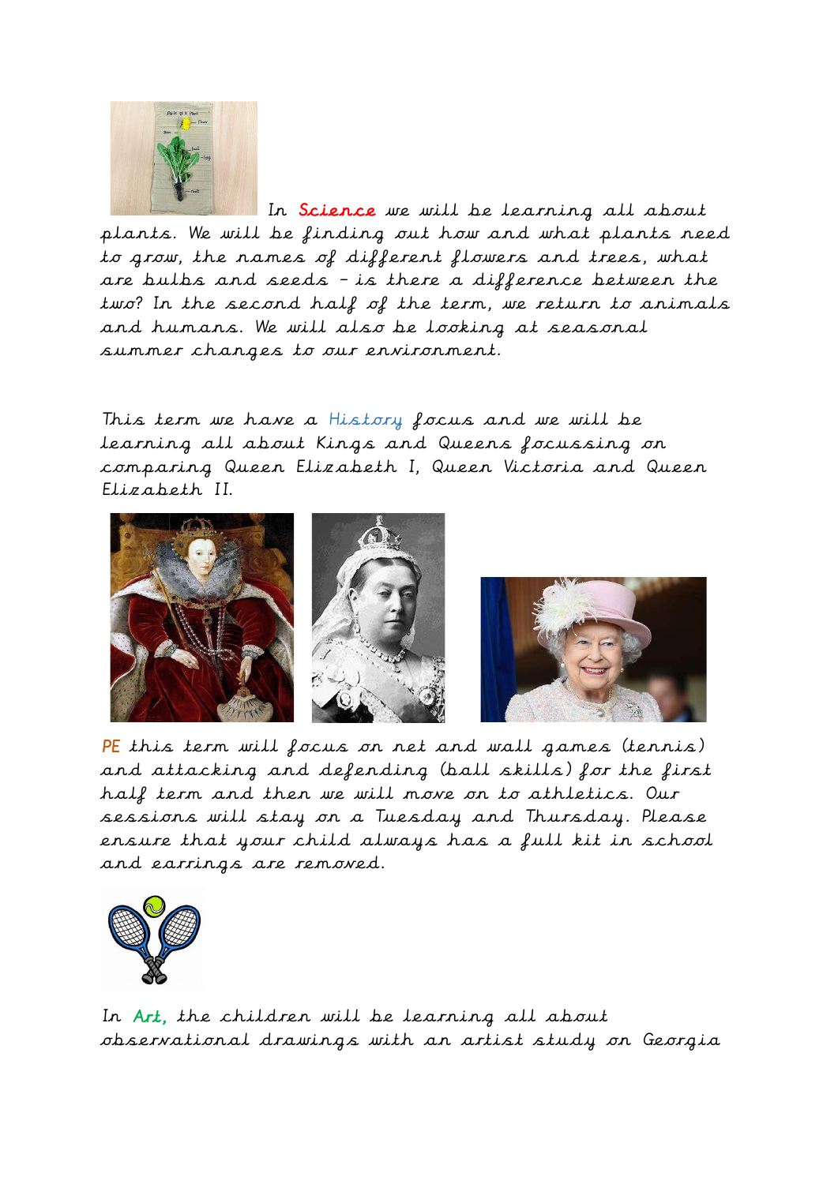In Science we will be learning all about plants. We will be finding out how and what plants need to grow, the names of different flowers and trees, what are bulbs and seeds – is there a difference between the two? In the second half of the term, we return to animals and humans. We will also be looking at seasonal summer changes to our environment.

This term we have a History focus and we will be learning all about Kings and Queens focussing on comparing Queen Elizabeth I, Queen Victoria and Queen Elizabeth II.

PE this term will focus on net and wall games (tennis) and attacking and defending (ball skills) for the first half term and then we will move on to athletics. Our sessions will stay on a Tuesday and Thursday. Please ensure that your child always has a full kit in school and earrings are removed.

In Art, the children will be learning all about observational drawings with an artist study on Georgia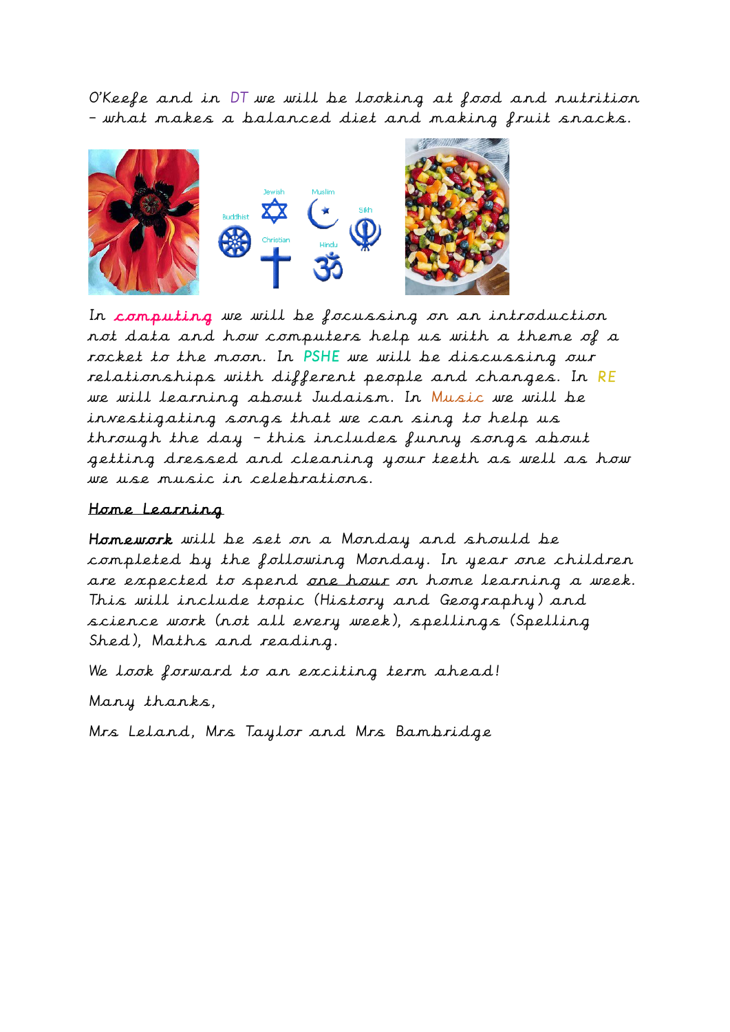O'Keefe and in DT we will be looking at food and nutrition – what makes a balanced diet and making fruit snacks.

Jewish

Muslim

Buddhist

Sikh

Christian

Hindu

In computing we will be focussing on an introduction not data and how computers help us with a theme of a rocket to the moon. In PSHE we will be discussing our relationships with different people and changes. In RE we will learning about Judaism. In Music we will be investigating songs that we can sing to help us through the day – this includes funny songs about getting dressed and cleaning your teeth as well as how we use music in celebrations.

## Home Learning

**Homework** will be set on a Monday and should be completed by the following Monday. In year one children are expected to spend one hour on home learning a week. This will include topic (History and Geography) and science work (not all every week), spellings (Spelling Shed), Maths and reading.

We look forward to an exciting term ahead!

Many thanks,

Mrs Leland, Mrs Taylor and Mrs Bambridge